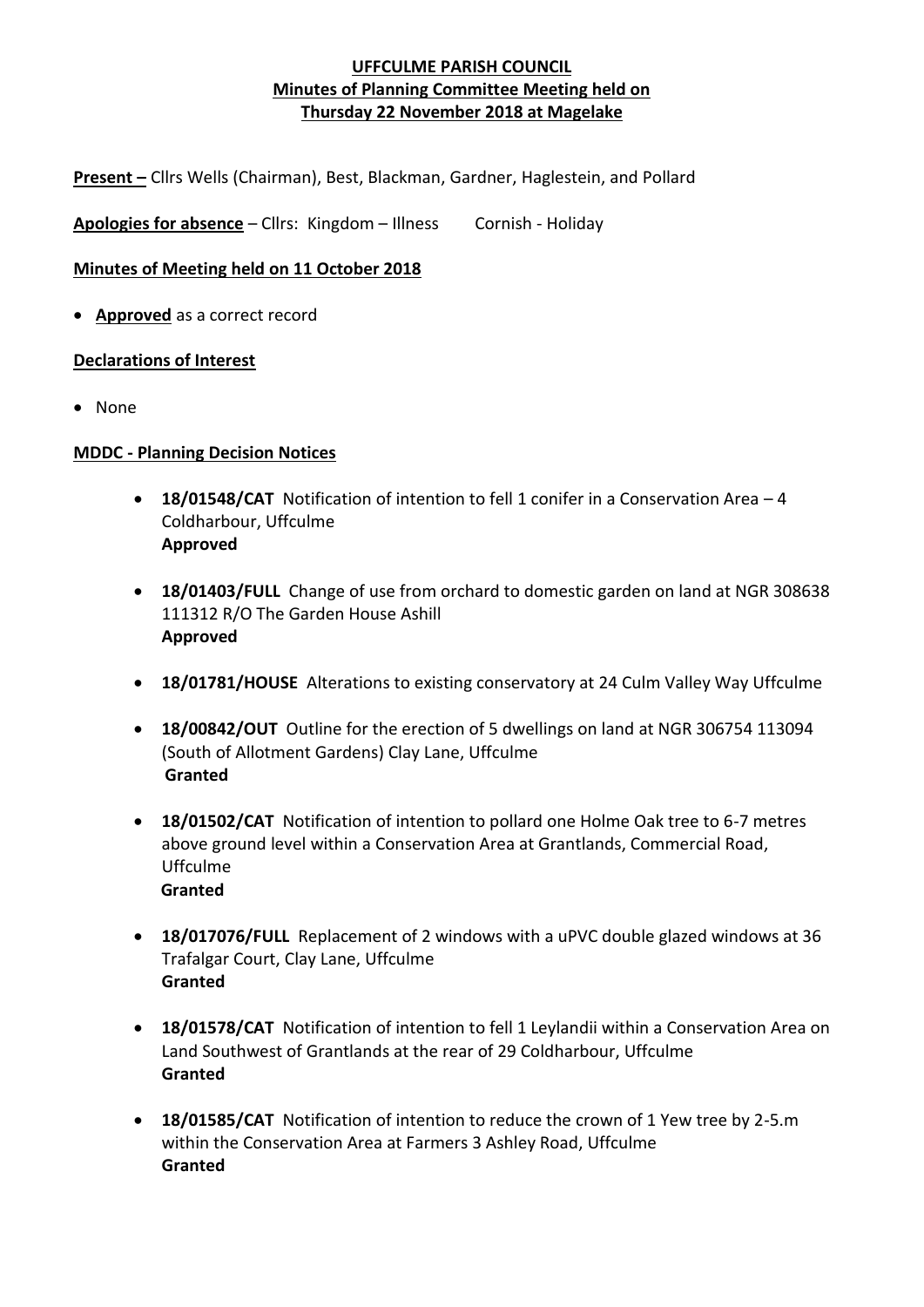**UFFCULME PARISH COUNCIL**
**Minutes of Planning Committee Meeting held on**
**Thursday 22 November 2018 at Magelake**

**Present –** Cllrs Wells (Chairman), Best, Blackman, Gardner, Haglestein, and Pollard

**Apologies for absence** – Cllrs: Kingdom – Illness Cornish - Holiday

**Minutes of Meeting held on 11 October 2018**

- **Approved** as a correct record

**Declarations of Interest**

- None

**MDDC - Planning Decision Notices**

- **18/01548/CAT** Notification of intention to fell 1 conifer in a Conservation Area – 4 Coldharbour, Uffculme
  **Approved**

- **18/01403/FULL** Change of use from orchard to domestic garden on land at NGR 308638 111312 R/O The Garden House Ashill
  **Approved**

- **18/01781/HOUSE** Alterations to existing conservatory at 24 Culm Valley Way Uffculme

- **18/00842/OUT** Outline for the erection of 5 dwellings on land at NGR 306754 113094 (South of Allotment Gardens) Clay Lane, Uffculme
  **Granted**

- **18/01502/CAT** Notification of intention to pollard one Holme Oak tree to 6-7 metres above ground level within a Conservation Area at Grantlands, Commercial Road, Uffculme
  **Granted**

- **18/017076/FULL** Replacement of 2 windows with a uPVC double glazed windows at 36 Trafalgar Court, Clay Lane, Uffculme
  **Granted**

- **18/01578/CAT** Notification of intention to fell 1 Leylandii within a Conservation Area on Land Southwest of Grantlands at the rear of 29 Coldharbour, Uffculme
  **Granted**

- **18/01585/CAT** Notification of intention to reduce the crown of 1 Yew tree by 2-5.m within the Conservation Area at Farmers 3 Ashley Road, Uffculme
  **Granted**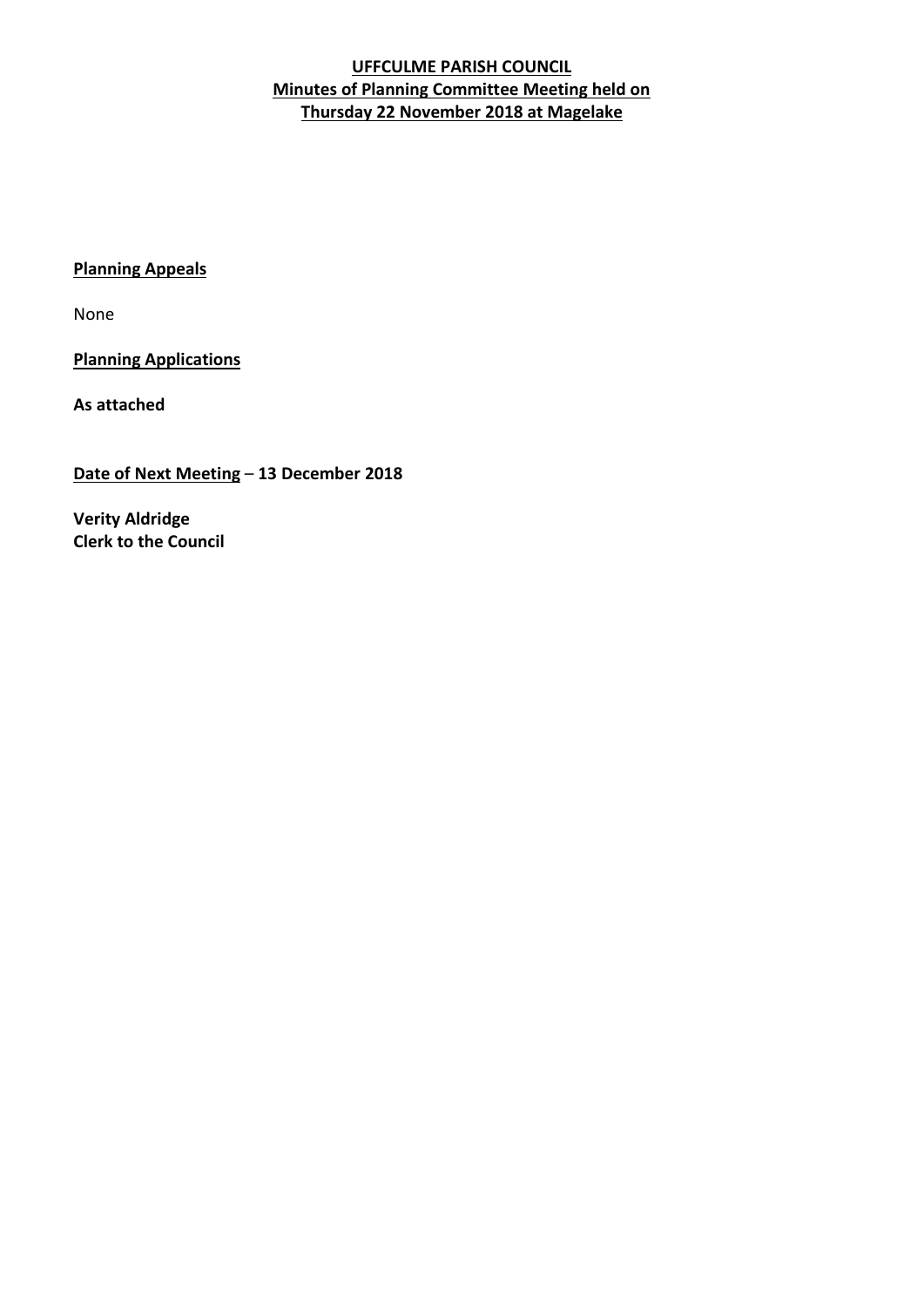**UFFCULME PARISH COUNCIL**
**Minutes of Planning Committee Meeting held on**
**Thursday 22 November 2018 at Magelake**

**Planning Appeals**

None

**Planning Applications**

**As attached**

**Date of Next Meeting** – **13 December 2018**

**Verity Aldridge**
**Clerk to the Council**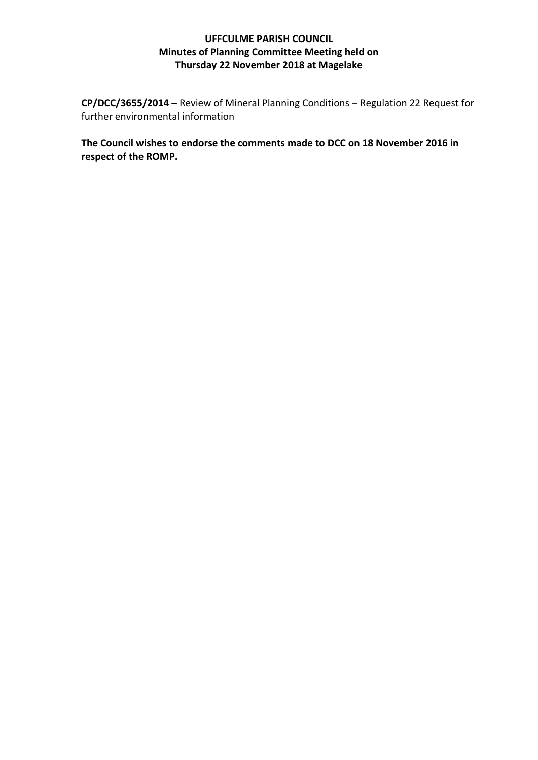**UFFCULME PARISH COUNCIL**
**Minutes of Planning Committee Meeting held on**
**Thursday 22 November 2018 at Magelake**

**CP/DCC/3655/2014 –** Review of Mineral Planning Conditions – Regulation 22 Request for further environmental information

**The Council wishes to endorse the comments made to DCC on 18 November 2016 in respect of the ROMP.**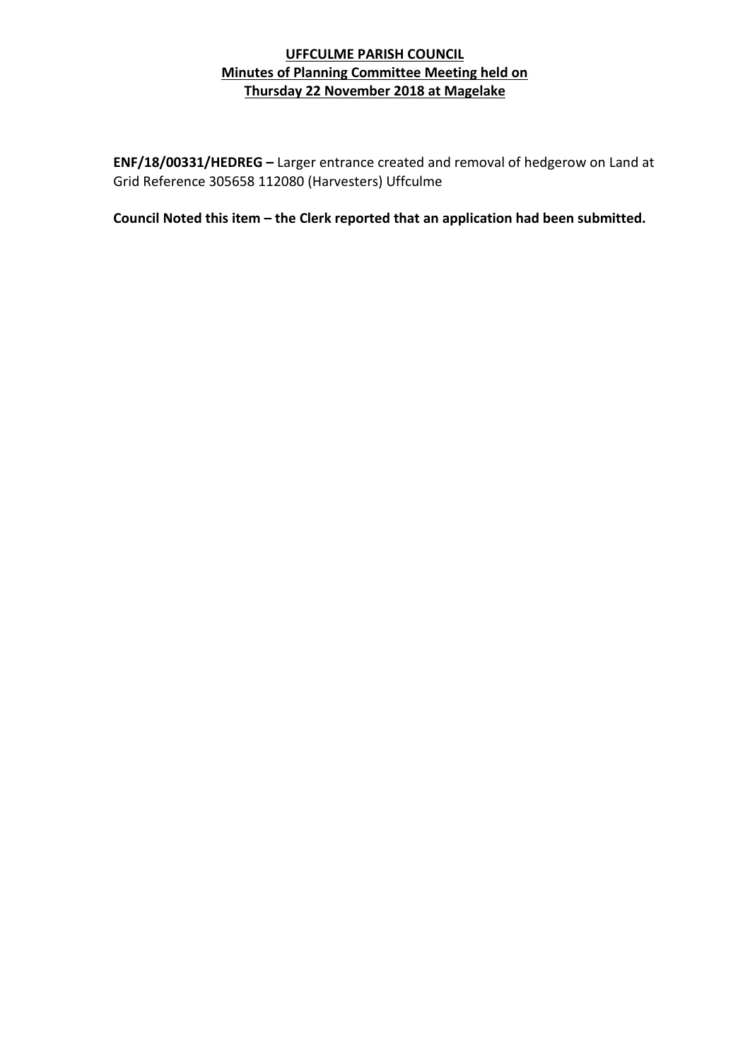**UFFCULME PARISH COUNCIL**
**Minutes of Planning Committee Meeting held on**
**Thursday 22 November 2018 at Magelake**

**ENF/18/00331/HEDREG –** Larger entrance created and removal of hedgerow on Land at Grid Reference 305658 112080 (Harvesters) Uffculme

**Council Noted this item – the Clerk reported that an application had been submitted.**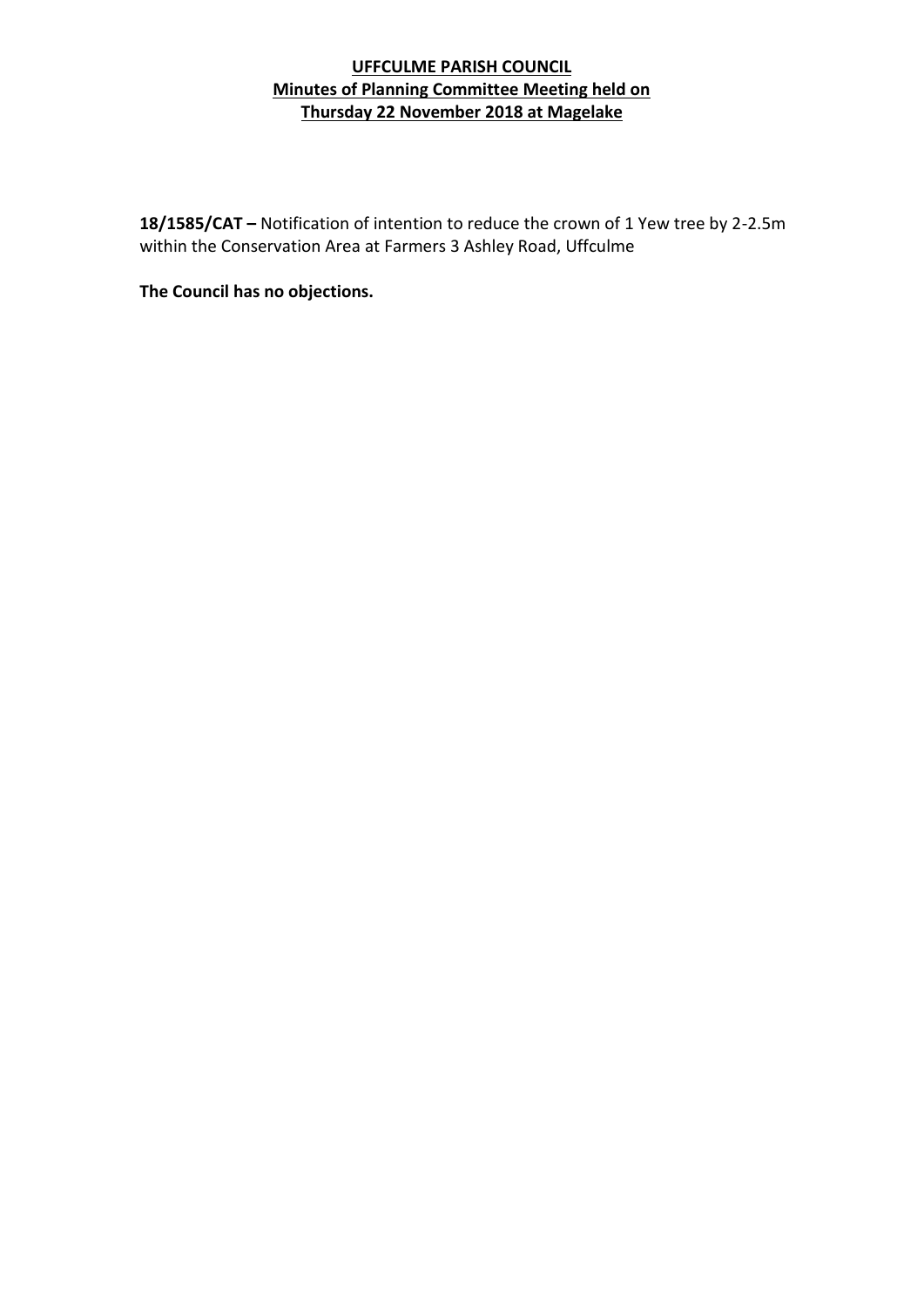**UFFCULME PARISH COUNCIL**
**Minutes of Planning Committee Meeting held on**
**Thursday 22 November 2018 at Magelake**

**18/1585/CAT –** Notification of intention to reduce the crown of 1 Yew tree by 2-2.5m within the Conservation Area at Farmers 3 Ashley Road, Uffculme

**The Council has no objections.**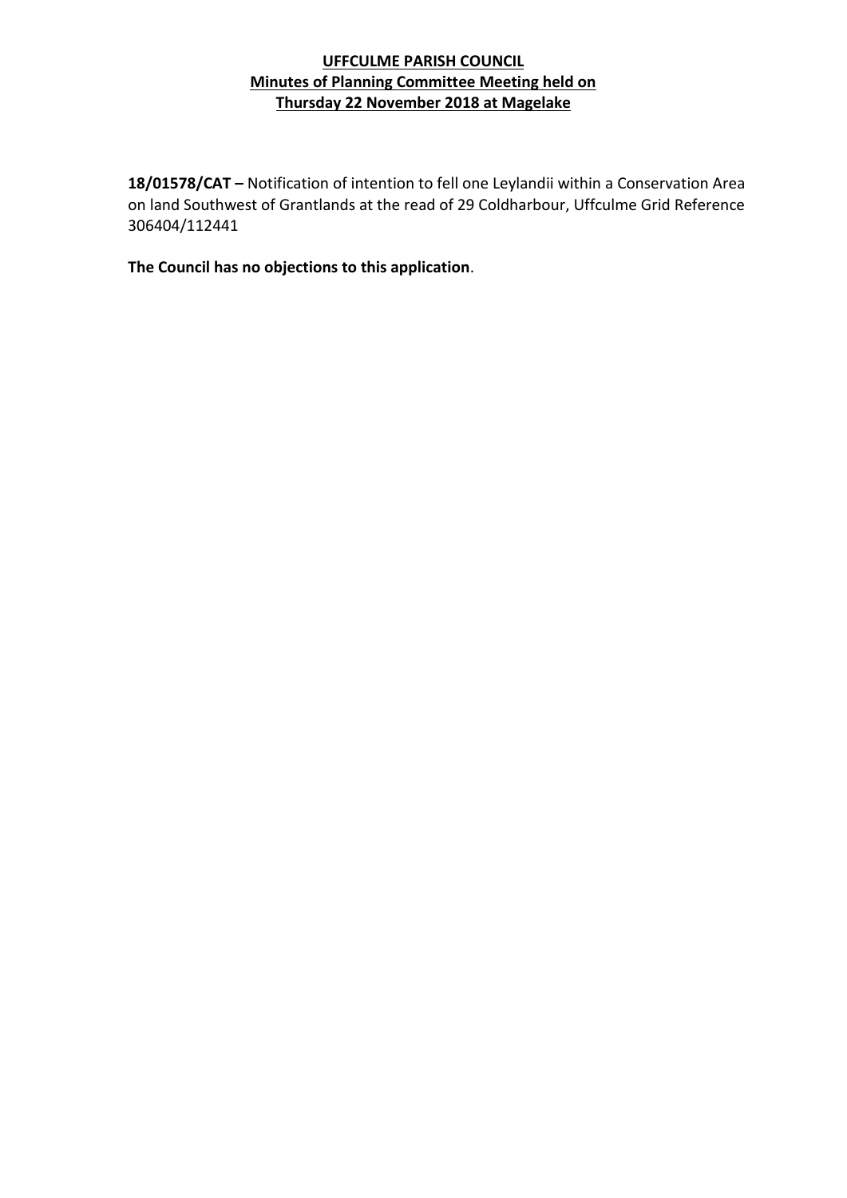**UFFCULME PARISH COUNCIL**
**Minutes of Planning Committee Meeting held on**
**Thursday 22 November 2018 at Magelake**

**18/01578/CAT –** Notification of intention to fell one Leylandii within a Conservation Area on land Southwest of Grantlands at the read of 29 Coldharbour, Uffculme Grid Reference 306404/112441

**The Council has no objections to this application**.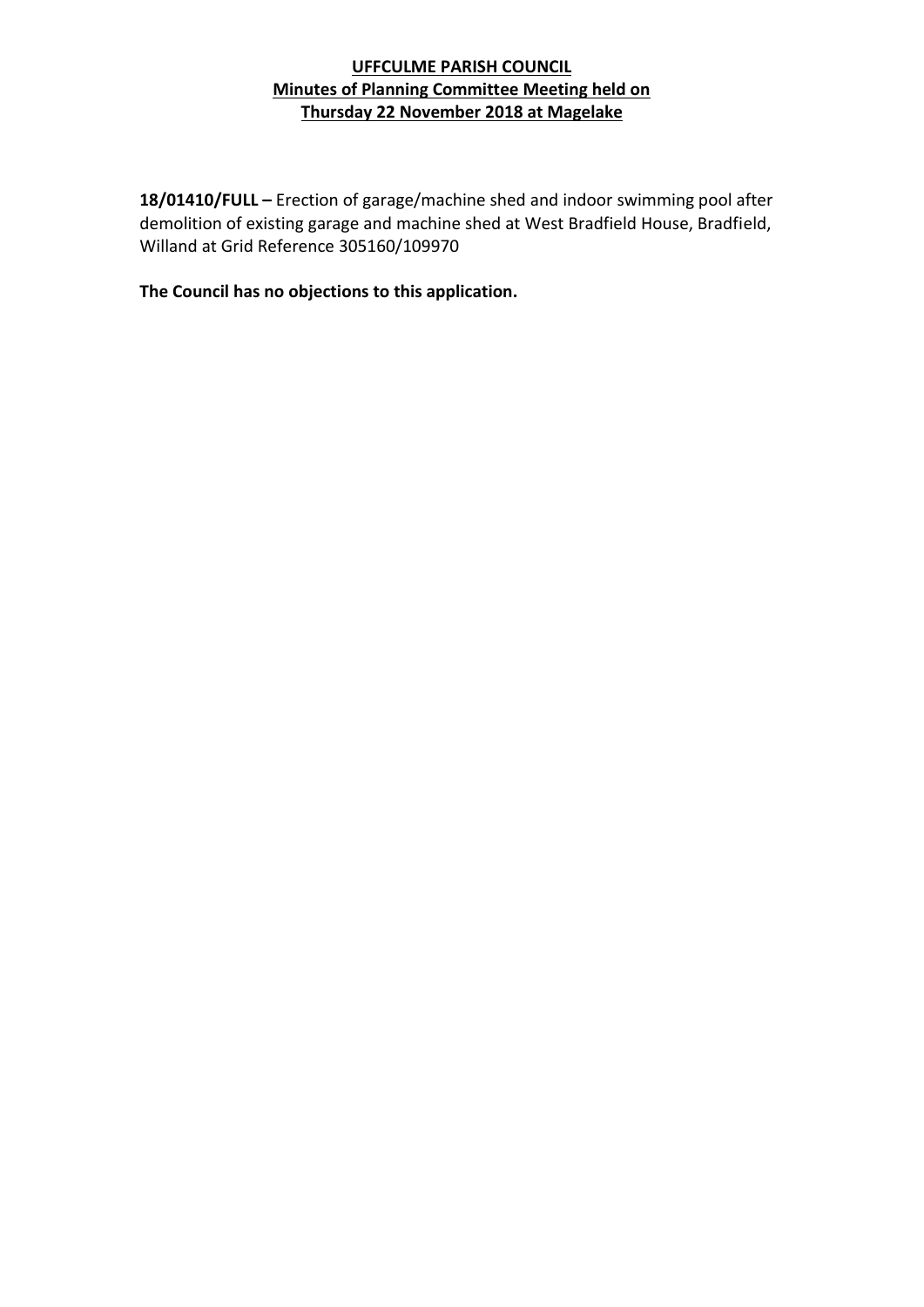**UFFCULME PARISH COUNCIL**
**Minutes of Planning Committee Meeting held on**
**Thursday 22 November 2018 at Magelake**

**18/01410/FULL –** Erection of garage/machine shed and indoor swimming pool after demolition of existing garage and machine shed at West Bradfield House, Bradfield, Willand at Grid Reference 305160/109970

**The Council has no objections to this application.**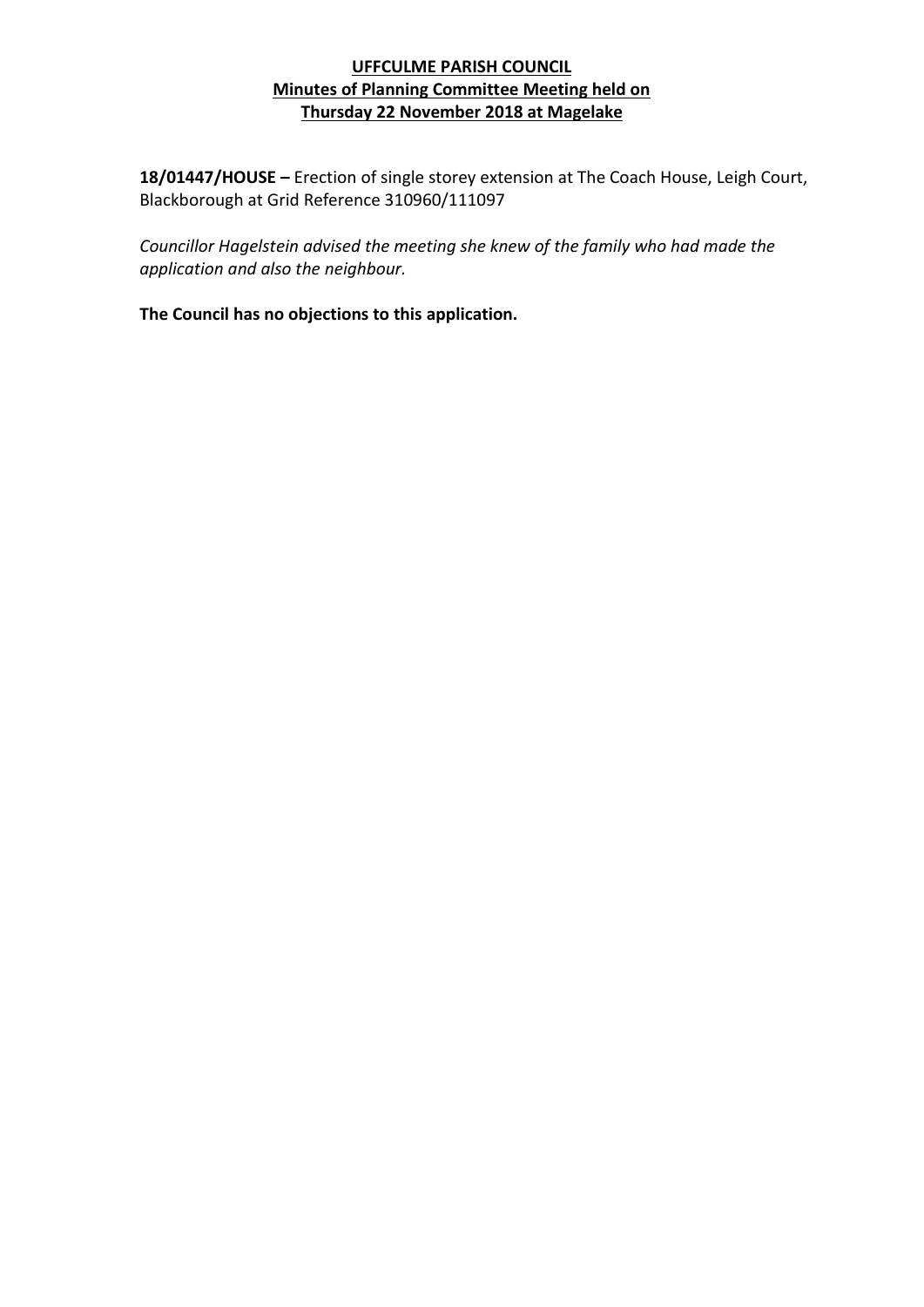**UFFCULME PARISH COUNCIL**
**Minutes of Planning Committee Meeting held on**
**Thursday 22 November 2018 at Magelake**

**18/01447/HOUSE –** Erection of single storey extension at The Coach House, Leigh Court, Blackborough at Grid Reference 310960/111097

*Councillor Hagelstein advised the meeting she knew of the family who had made the application and also the neighbour.*

**The Council has no objections to this application.**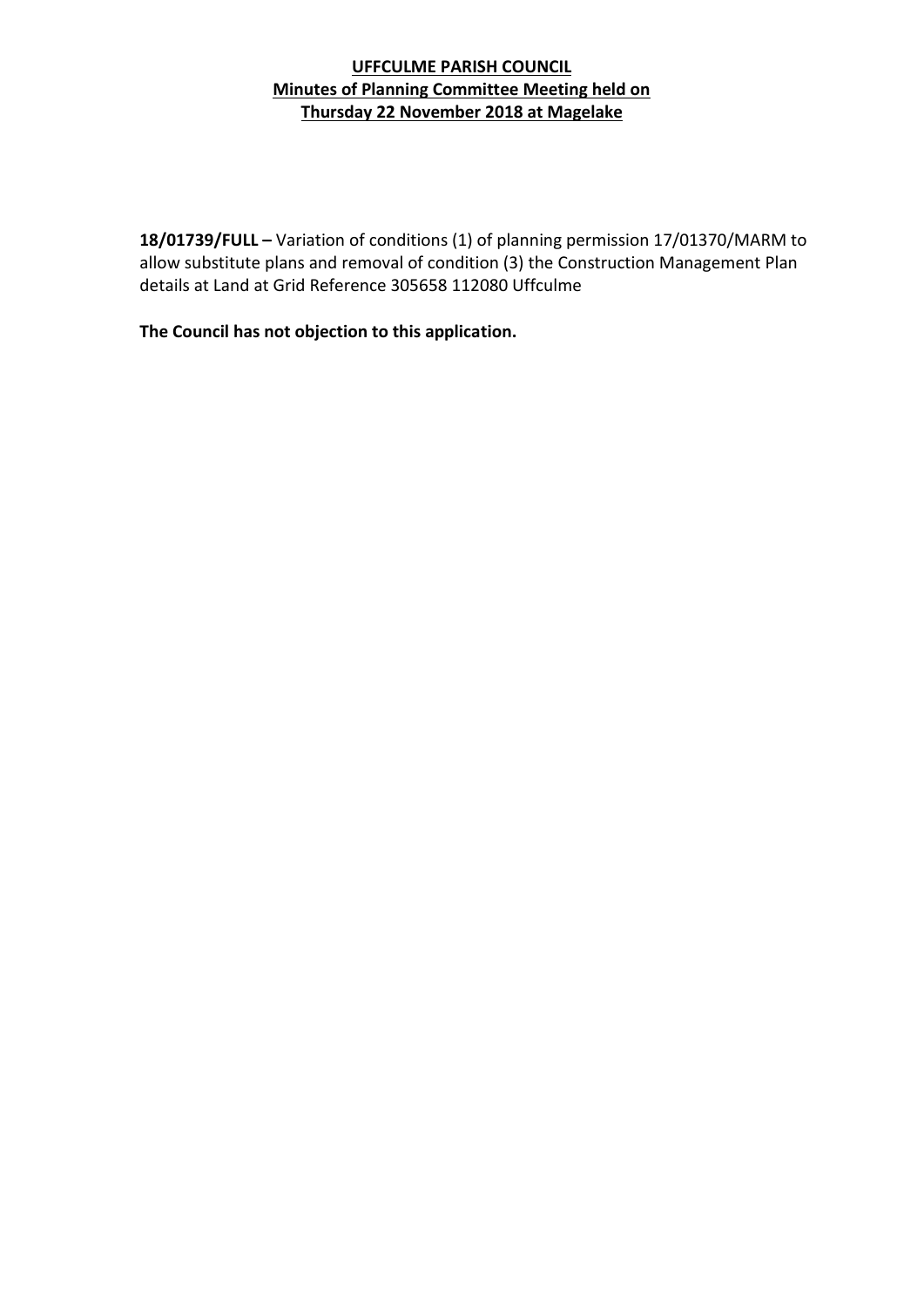**UFFCULME PARISH COUNCIL**
**Minutes of Planning Committee Meeting held on**
**Thursday 22 November 2018 at Magelake**

**18/01739/FULL –** Variation of conditions (1) of planning permission 17/01370/MARM to allow substitute plans and removal of condition (3) the Construction Management Plan details at Land at Grid Reference 305658 112080 Uffculme

**The Council has not objection to this application.**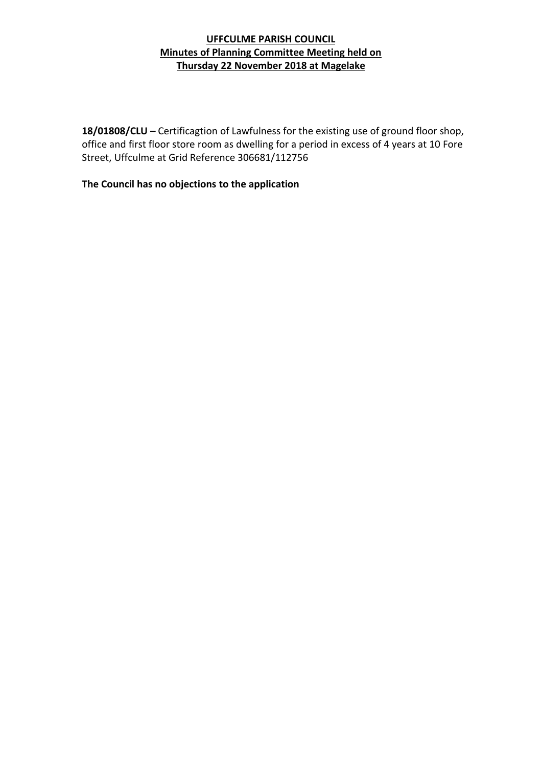**UFFCULME PARISH COUNCIL**
**Minutes of Planning Committee Meeting held on**
**Thursday 22 November 2018 at Magelake**

**18/01808/CLU –** Certificagtion of Lawfulness for the existing use of ground floor shop, office and first floor store room as dwelling for a period in excess of 4 years at 10 Fore Street, Uffculme at Grid Reference 306681/112756

**The Council has no objections to the application**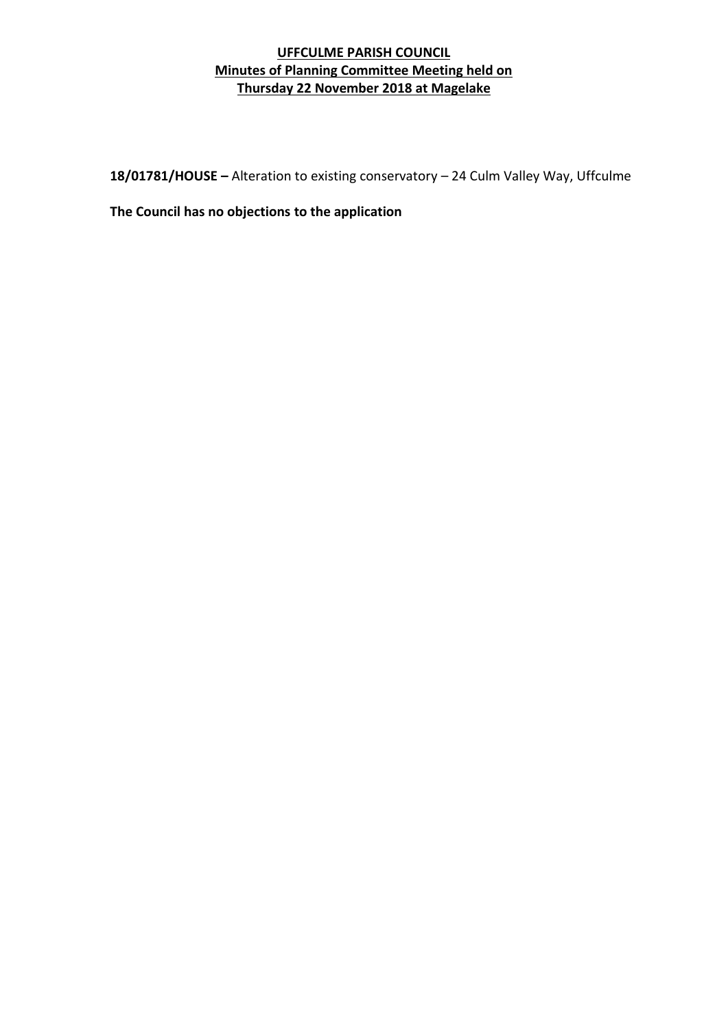# UFFCULME PARISH COUNCIL

## Minutes of Planning Committee Meeting held on Thursday 22 November 2018 at Magelake

**18/01781/HOUSE –** Alteration to existing conservatory – 24 Culm Valley Way, Uffculme

**The Council has no objections to the application**